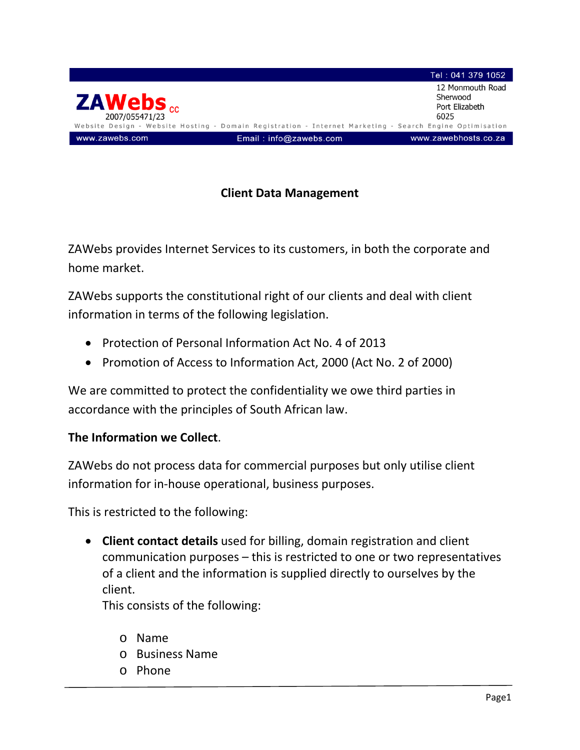**ZAWebs** cc
2007/055471/23

Tel : 041 379 1052
12 Monmouth Road
Sherwood
Port Elizabeth
6025

Website Design - Website Hosting - Domain Registration - Internet Marketing - Search Engine Optimisation

www.zawebs.com | Email : info@zawebs.com | www.zawebhosts.co.za

# Client Data Management

ZAWebs provides Internet Services to its customers, in both the corporate and home market.

ZAWebs supports the constitutional right of our clients and deal with client information in terms of the following legislation.

- Protection of Personal Information Act No. 4 of 2013
- Promotion of Access to Information Act, 2000 (Act No. 2 of 2000)

We are committed to protect the confidentiality we owe third parties in accordance with the principles of South African law.

**The Information we Collect**.

ZAWebs do not process data for commercial purposes but only utilise client information for in-house operational, business purposes.

This is restricted to the following:

- **Client contact details** used for billing, domain registration and client communication purposes – this is restricted to one or two representatives of a client and the information is supplied directly to ourselves by the client.
  This consists of the following:
  - Name
  - Business Name
  - Phone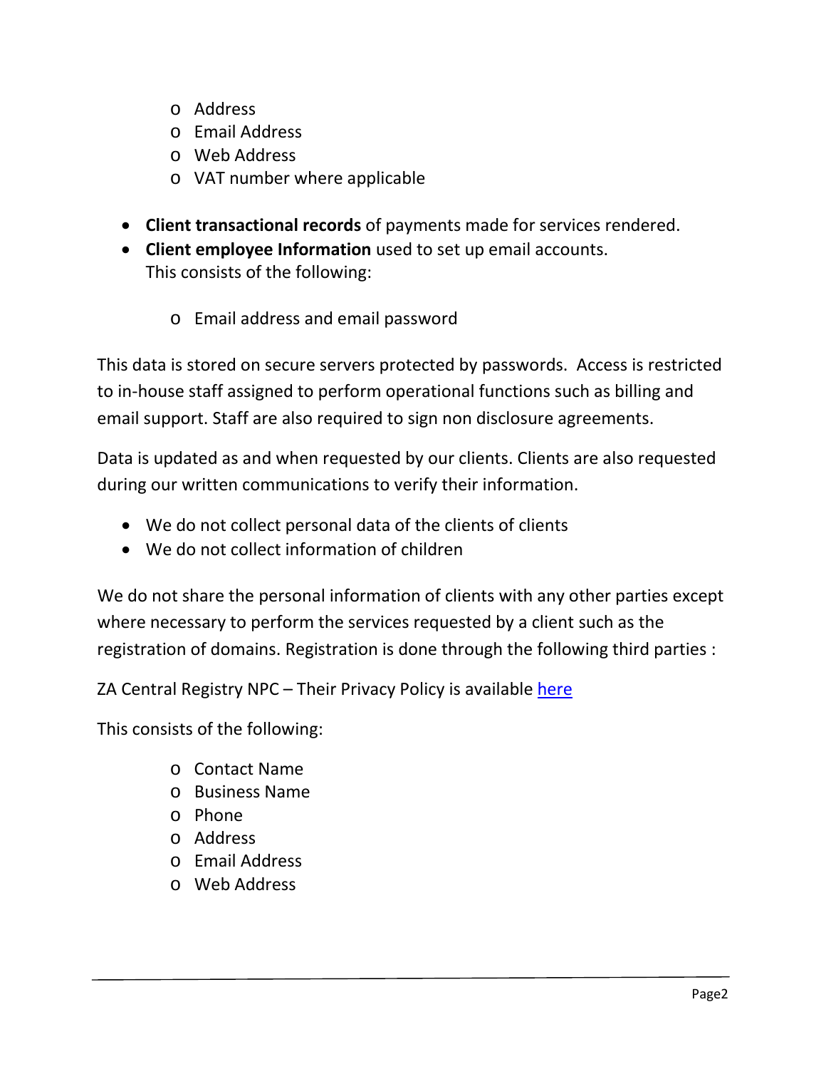- Address
  - Email Address
  - Web Address
  - VAT number where applicable

- **Client transactional records** of payments made for services rendered.
- **Client employee Information** used to set up email accounts.
  This consists of the following:

  - Email address and email password

This data is stored on secure servers protected by passwords. Access is restricted to in-house staff assigned to perform operational functions such as billing and email support. Staff are also required to sign non disclosure agreements.

Data is updated as and when requested by our clients. Clients are also requested during our written communications to verify their information.

- We do not collect personal data of the clients of clients
- We do not collect information of children

We do not share the personal information of clients with any other parties except where necessary to perform the services requested by a client such as the registration of domains. Registration is done through the following third parties :

ZA Central Registry NPC – Their Privacy Policy is available here

This consists of the following:

  - Contact Name
  - Business Name
  - Phone
  - Address
  - Email Address
  - Web Address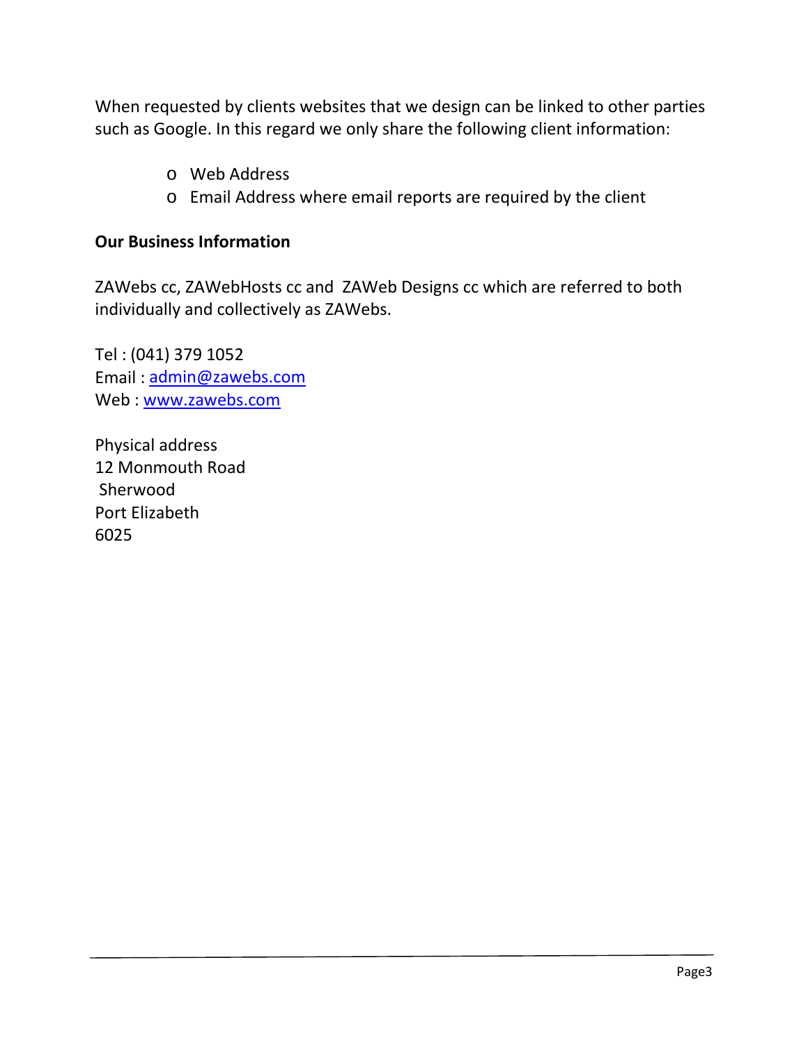When requested by clients websites that we design can be linked to other parties such as Google. In this regard we only share the following client information:

- Web Address
- Email Address where email reports are required by the client

**Our Business Information**

ZAWebs cc, ZAWebHosts cc and ZAWeb Designs cc which are referred to both individually and collectively as ZAWebs.

Tel : (041) 379 1052
Email : admin@zawebs.com
Web : www.zawebs.com

Physical address
12 Monmouth Road
Sherwood
Port Elizabeth
6025